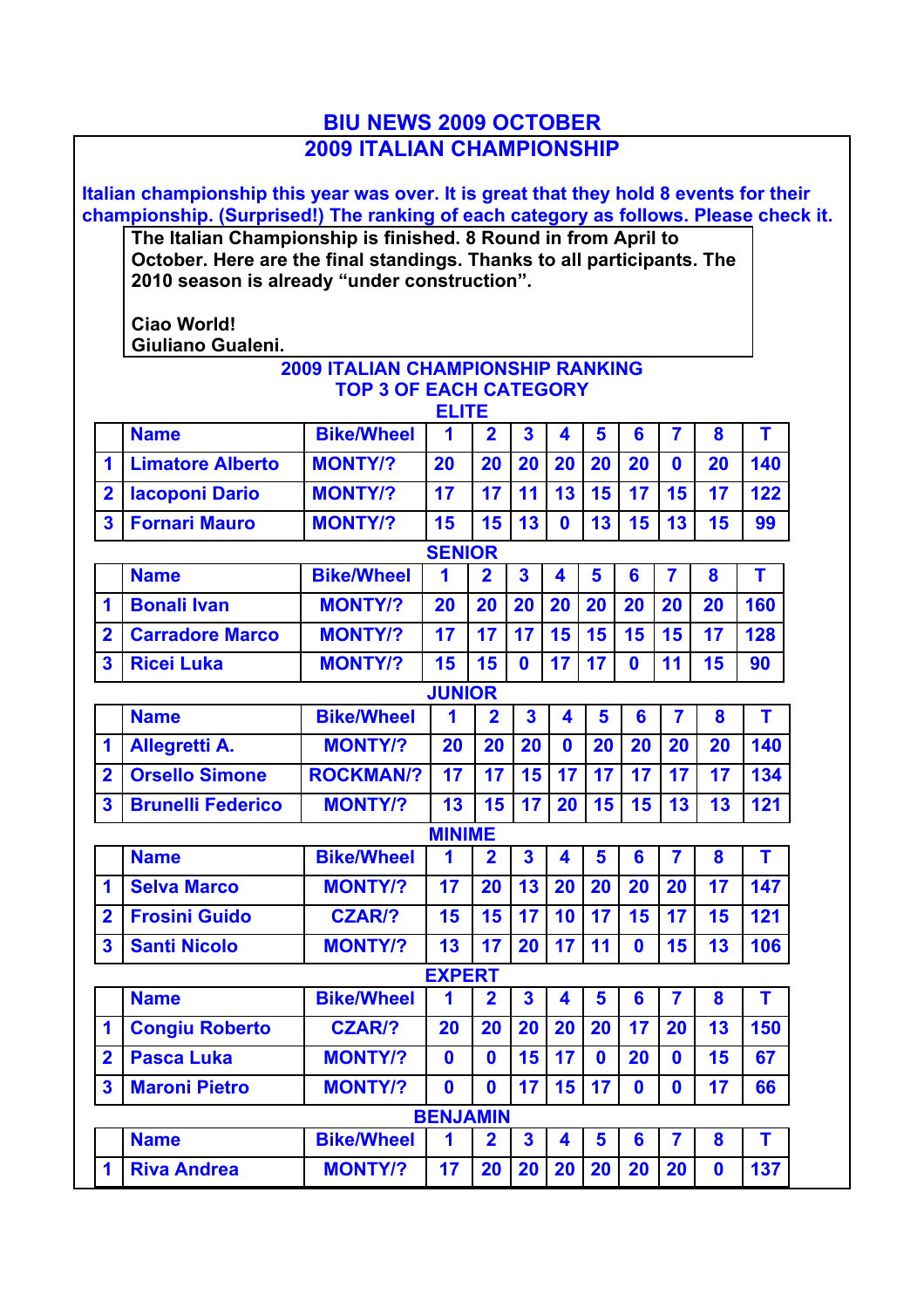# BIU NEWS 2009 OCTOBER

## 2009 ITALIAN CHAMPIONSHIP

**Italian championship this year was over. It is great that they hold 8 events for their championship. (Surprised!) The ranking of each category as follows. Please check it.**

> **The Italian Championship is finished. 8 Round in from April to October. Here are the final standings. Thanks to all participants. The 2010 season is already "under construction".**
>
> **Ciao World!**
> **Giuliano Gualeni.**

### 2009 ITALIAN CHAMPIONSHIP RANKING
### TOP 3 OF EACH CATEGORY

### ELITE

| | Name | Bike/Wheel | 1 | 2 | 3 | 4 | 5 | 6 | 7 | 8 | T |
|---|---|---|---|---|---|---|---|---|---|---|---|
| 1 | Limatore Alberto | MONTY/? | 20 | 20 | 20 | 20 | 20 | 20 | 0 | 20 | 140 |
| 2 | Iacoponi Dario | MONTY/? | 17 | 17 | 11 | 13 | 15 | 17 | 15 | 17 | 122 |
| 3 | Fornari Mauro | MONTY/? | 15 | 15 | 13 | 0 | 13 | 15 | 13 | 15 | 99 |

### SENIOR

| | Name | Bike/Wheel | 1 | 2 | 3 | 4 | 5 | 6 | 7 | 8 | T |
|---|---|---|---|---|---|---|---|---|---|---|---|
| 1 | Bonali Ivan | MONTY/? | 20 | 20 | 20 | 20 | 20 | 20 | 20 | 20 | 160 |
| 2 | Carradore Marco | MONTY/? | 17 | 17 | 17 | 15 | 15 | 15 | 15 | 17 | 128 |
| 3 | Ricei Luka | MONTY/? | 15 | 15 | 0 | 17 | 17 | 0 | 11 | 15 | 90 |

### JUNIOR

| | Name | Bike/Wheel | 1 | 2 | 3 | 4 | 5 | 6 | 7 | 8 | T |
|---|---|---|---|---|---|---|---|---|---|---|---|
| 1 | Allegretti A. | MONTY/? | 20 | 20 | 20 | 0 | 20 | 20 | 20 | 20 | 140 |
| 2 | Orsello Simone | ROCKMAN/? | 17 | 17 | 15 | 17 | 17 | 17 | 17 | 17 | 134 |
| 3 | Brunelli Federico | MONTY/? | 13 | 15 | 17 | 20 | 15 | 15 | 13 | 13 | 121 |

### MINIME

| | Name | Bike/Wheel | 1 | 2 | 3 | 4 | 5 | 6 | 7 | 8 | T |
|---|---|---|---|---|---|---|---|---|---|---|---|
| 1 | Selva Marco | MONTY/? | 17 | 20 | 13 | 20 | 20 | 20 | 20 | 17 | 147 |
| 2 | Frosini Guido | CZAR/? | 15 | 15 | 17 | 10 | 17 | 15 | 17 | 15 | 121 |
| 3 | Santi Nicolo | MONTY/? | 13 | 17 | 20 | 17 | 11 | 0 | 15 | 13 | 106 |

### EXPERT

| | Name | Bike/Wheel | 1 | 2 | 3 | 4 | 5 | 6 | 7 | 8 | T |
|---|---|---|---|---|---|---|---|---|---|---|---|
| 1 | Congiu Roberto | CZAR/? | 20 | 20 | 20 | 20 | 20 | 17 | 20 | 13 | 150 |
| 2 | Pasca Luka | MONTY/? | 0 | 0 | 15 | 17 | 0 | 20 | 0 | 15 | 67 |
| 3 | Maroni Pietro | MONTY/? | 0 | 0 | 17 | 15 | 17 | 0 | 0 | 17 | 66 |

### BENJAMIN

| | Name | Bike/Wheel | 1 | 2 | 3 | 4 | 5 | 6 | 7 | 8 | T |
|---|---|---|---|---|---|---|---|---|---|---|---|
| 1 | Riva Andrea | MONTY/? | 17 | 20 | 20 | 20 | 20 | 20 | 20 | 0 | 137 |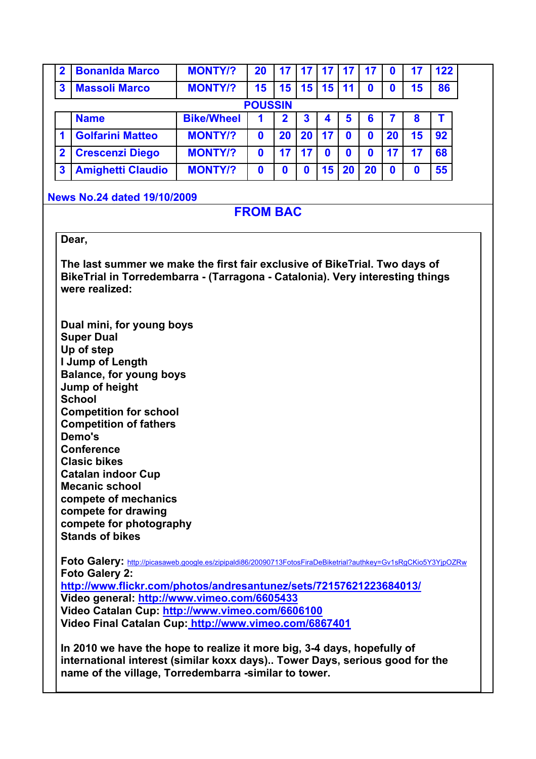| | | | | | | | | | | | |
|---|---|---|---|---|---|---|---|---|---|---|---|
| 2 | Bonanlda Marco | MONTY/? | 20 | 17 | 17 | 17 | 17 | 17 | 0 | 17 | 122 |
| 3 | Massoli Marco | MONTY/? | 15 | 15 | 15 | 15 | 11 | 0 | 0 | 15 | 86 |

**POUSSIN**

| | Name | Bike/Wheel | 1 | 2 | 3 | 4 | 5 | 6 | 7 | 8 | T |
|---|---|---|---|---|---|---|---|---|---|---|---|
| 1 | Golfarini Matteo | MONTY/? | 0 | 20 | 20 | 17 | 0 | 0 | 20 | 15 | 92 |
| 2 | Crescenzi Diego | MONTY/? | 0 | 17 | 17 | 0 | 0 | 0 | 17 | 17 | 68 |
| 3 | Amighetti Claudio | MONTY/? | 0 | 0 | 0 | 15 | 20 | 20 | 0 | 0 | 55 |

**News No.24 dated 19/10/2009**

## FROM BAC

**Dear,**

**The last summer we make the first fair exclusive of BikeTrial. Two days of BikeTrial in Torredembarra - (Tarragona - Catalonia). Very interesting things were realized:**

**Dual mini, for young boys**
**Super Dual**
**Up of step**
**I Jump of Length**
**Balance, for young boys**
**Jump of height**
**School**
**Competition for school**
**Competition of fathers**
**Demo's**
**Conference**
**Clasic bikes**
**Catalan indoor Cup**
**Mecanic school**
**compete of mechanics**
**compete for drawing**
**compete for photography**
**Stands of bikes**

**Foto Galery:** http://picasaweb.google.es/zipipaldi86/20090713FotosFiraDeBiketrial?authkey=Gv1sRgCKio5Y3YjpOZRw
**Foto Galery 2:** http://www.flickr.com/photos/andresantunez/sets/72157621223684013/
**Video general:** http://www.vimeo.com/6605433
**Video Catalan Cup:** http://www.vimeo.com/6606100
**Video Final Catalan Cup:** http://www.vimeo.com/6867401

**In 2010 we have the hope to realize it more big, 3-4 days, hopefully of international interest (similar koxx days).. Tower Days, serious good for the name of the village, Torredembarra -similar to tower.**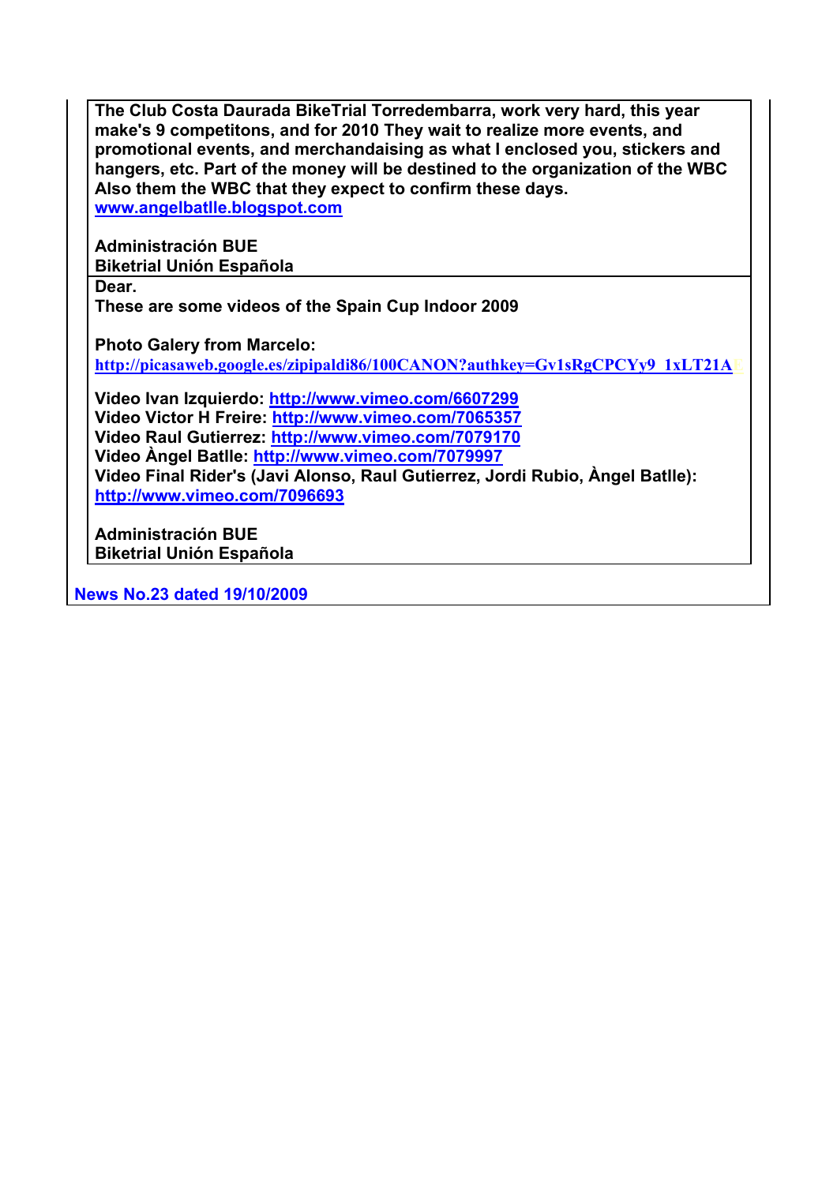**The Club Costa Daurada BikeTrial Torredembarra, work very hard, this year make's 9 competitons, and for 2010 They wait to realize more events, and promotional events, and merchandaising as what I enclosed you, stickers and hangers, etc. Part of the money will be destined to the organization of the WBC Also them the WBC that they expect to confirm these days.**
**www.angelbatlle.blogspot.com**

**Administración BUE**
**Biketrial Unión Española**

**Dear.**
**These are some videos of the Spain Cup Indoor 2009**

**Photo Galery from Marcelo:**
**http://picasaweb.google.es/zipipaldi86/100CANON?authkey=Gv1sRgCPCYy9_1xLT21A**

**Video Ivan Izquierdo: http://www.vimeo.com/6607299**
**Video Victor H Freire: http://www.vimeo.com/7065357**
**Video Raul Gutierrez: http://www.vimeo.com/7079170**
**Video Àngel Batlle: http://www.vimeo.com/7079997**
**Video Final Rider's (Javi Alonso, Raul Gutierrez, Jordi Rubio, Àngel Batlle): http://www.vimeo.com/7096693**

**Administración BUE**
**Biketrial Unión Española**

**News No.23 dated 19/10/2009**